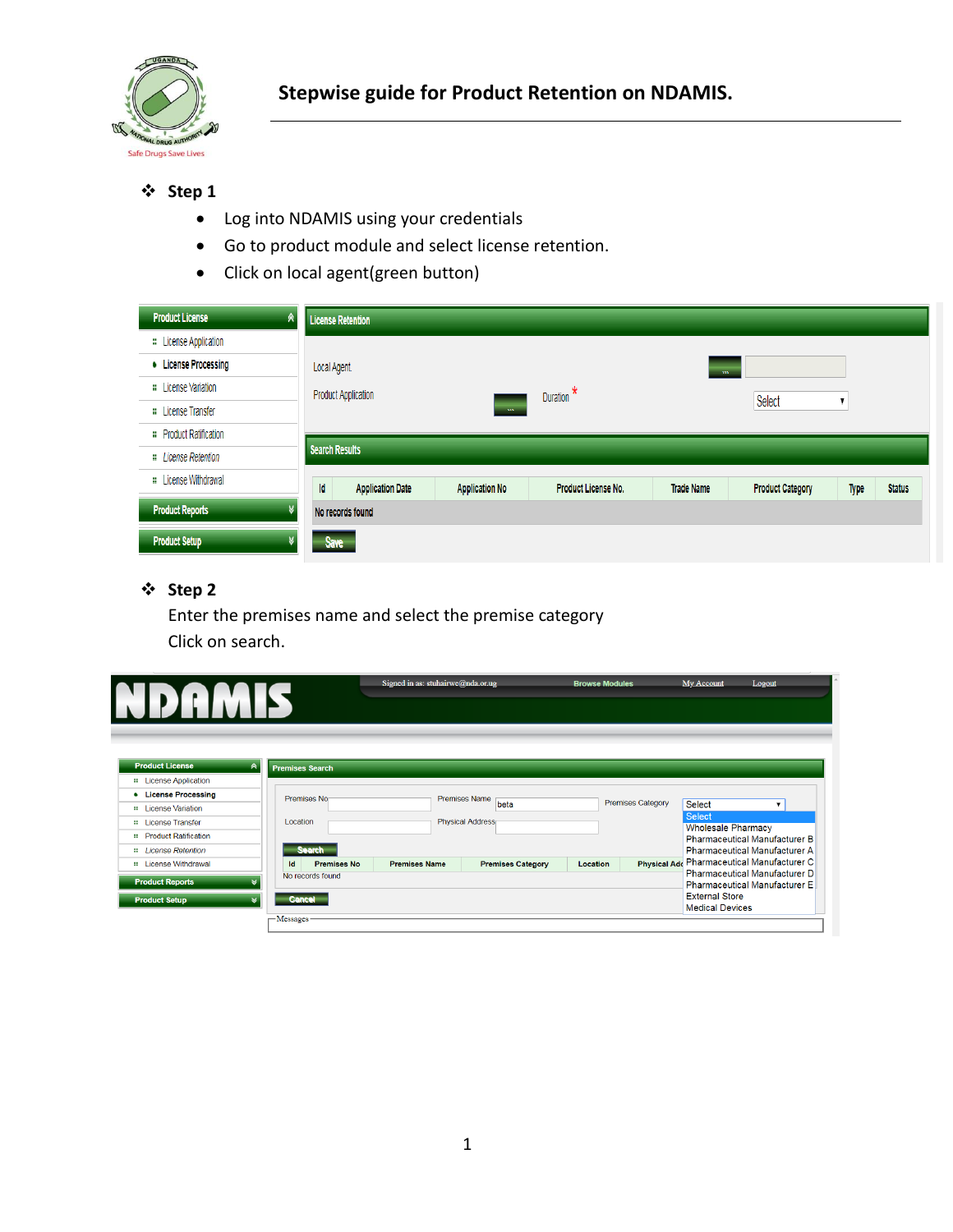# Stepwise guide for Product Retention on NDAMIS.

## ❖ Step 1

- Log into NDAMIS using your credentials
- Go to product module and select license retention.
- Click on local agent(green button)

## ❖ Step 2

Enter the premises name and select the premise category

Click on search.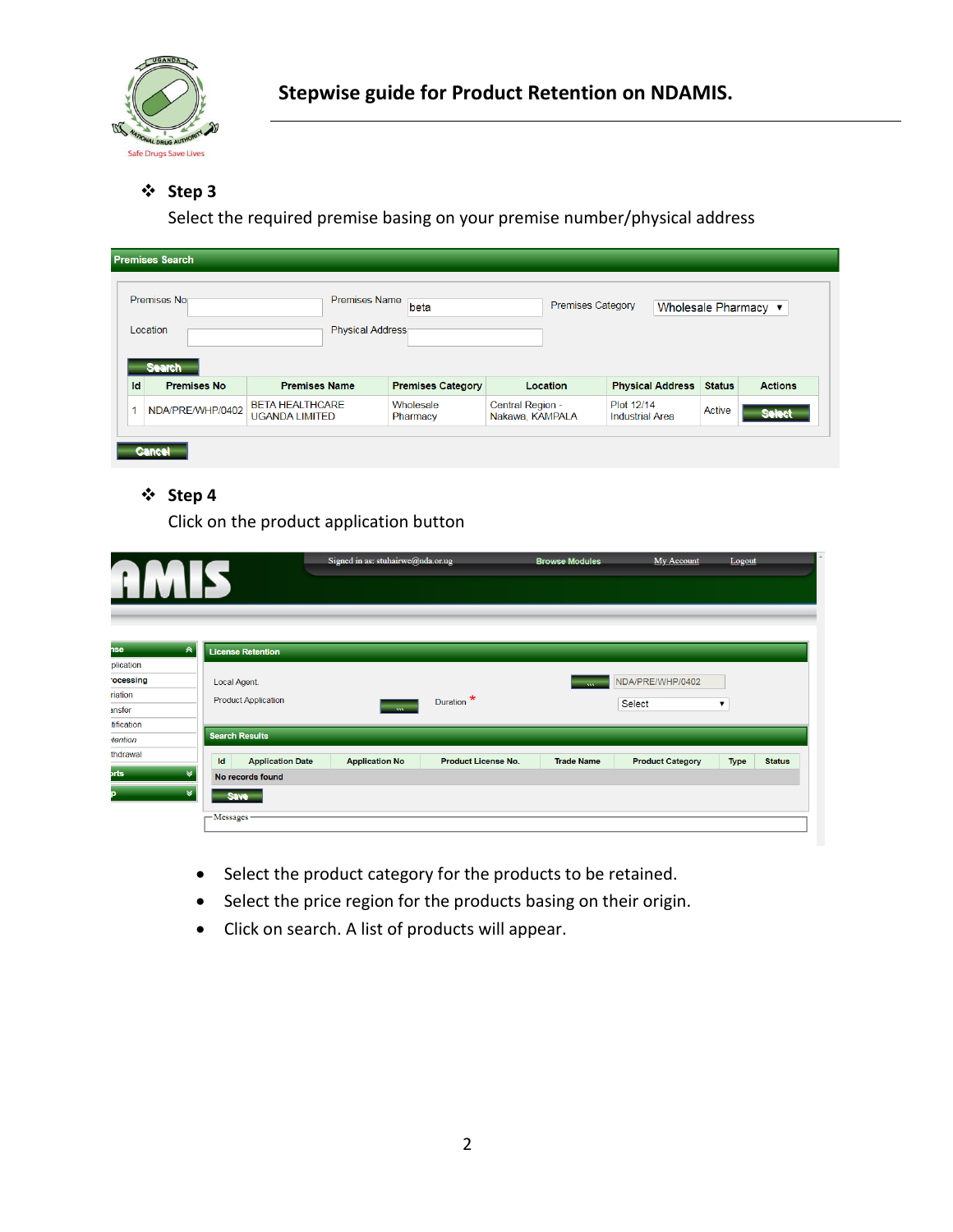**Stepwise guide for Product Retention on NDAMIS.**

- **Step 3**

  Select the required premise basing on your premise number/physical address

**Premises Search**

Premises No | Premises Name: beta | Premises Category: Wholesale Pharmacy
Location | Physical Address

Search

| Id | Premises No | Premises Name | Premises Category | Location | Physical Address | Status | Actions |
|---|---|---|---|---|---|---|---|
| 1 | NDA/PRE/WHP/0402 | BETA HEALTHCARE UGANDA LIMITED | Wholesale Pharmacy | Central Region - Nakawa, KAMPALA | Plot 12/14 Industrial Area | Active | Select |

Cancel

- **Step 4**

  Click on the product application button

AMIS — Signed in as: stuhairwe@nda.or.ug | Browse Modules | My Account | Logout

**License Retention**

Local Agent. ... NDA/PRE/WHP/0402
Product Application ... Duration * Select

**Search Results**

| Id | Application Date | Application No | Product License No. | Trade Name | Product Category | Type | Status |
|---|---|---|---|---|---|---|---|
| No records found | | | | | | | |

Save

Messages

- Select the product category for the products to be retained.
- Select the price region for the products basing on their origin.
- Click on search. A list of products will appear.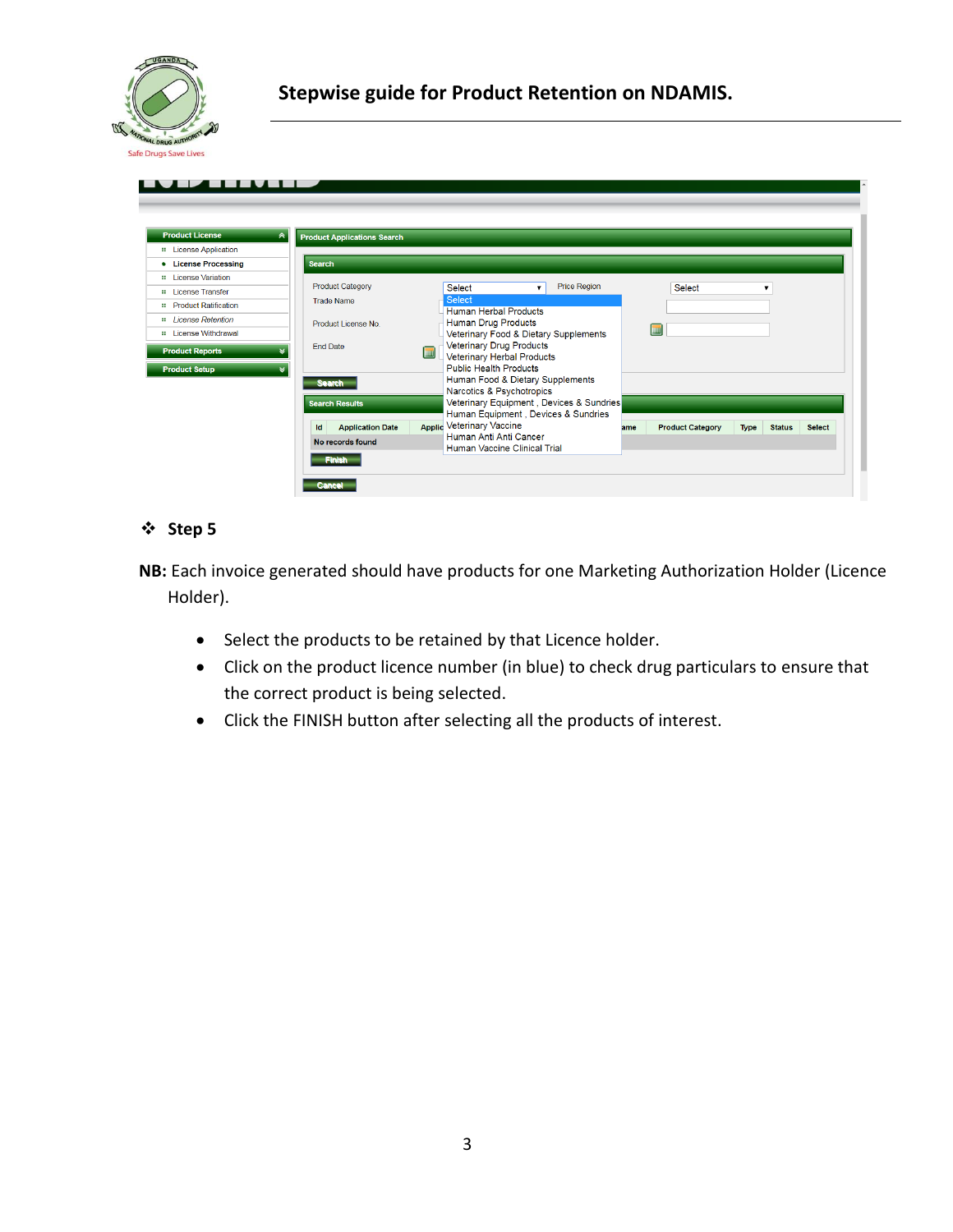## Step 5

**NB:** Each invoice generated should have products for one Marketing Authorization Holder (Licence Holder).

- Select the products to be retained by that Licence holder.
- Click on the product licence number (in blue) to check drug particulars to ensure that the correct product is being selected.
- Click the FINISH button after selecting all the products of interest.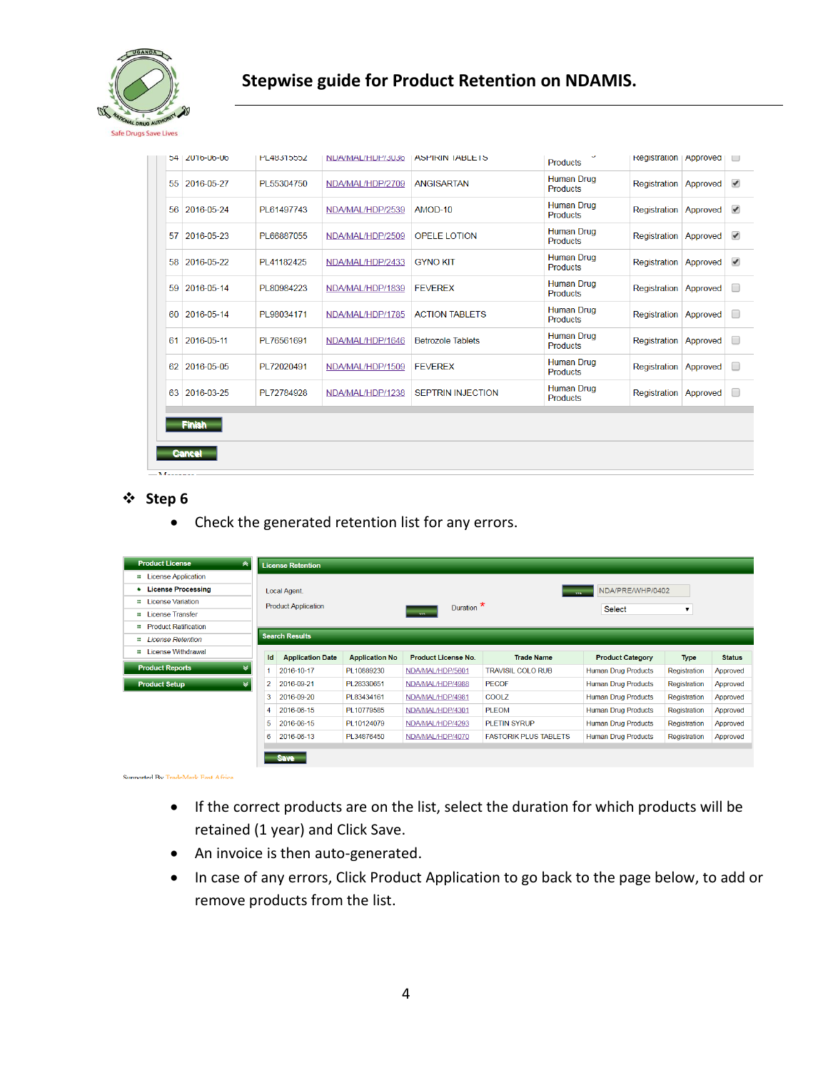| 54 | 2016-06-06 | PL48315552 | NDA/MAL/HDP/3036 | ASPIRIN TABLETS | Products | Registration | Approved | ☐ |
|---|---|---|---|---|---|---|---|---|
| 55 | 2016-05-27 | PL55304750 | NDA/MAL/HDP/2709 | ANGISARTAN | Human Drug Products | Registration | Approved | ☑ |
| 56 | 2016-05-24 | PL61497743 | NDA/MAL/HDP/2539 | AMOD-10 | Human Drug Products | Registration | Approved | ☑ |
| 57 | 2016-05-23 | PL66887055 | NDA/MAL/HDP/2509 | OPELE LOTION | Human Drug Products | Registration | Approved | ☑ |
| 58 | 2016-05-22 | PL41182425 | NDA/MAL/HDP/2433 | GYNO KIT | Human Drug Products | Registration | Approved | ☑ |
| 59 | 2016-05-14 | PL80984223 | NDA/MAL/HDP/1839 | FEVEREX | Human Drug Products | Registration | Approved | ☐ |
| 60 | 2016-05-14 | PL98034171 | NDA/MAL/HDP/1785 | ACTION TABLETS | Human Drug Products | Registration | Approved | ☐ |
| 61 | 2016-05-11 | PL76561691 | NDA/MAL/HDP/1646 | Betrozole Tablets | Human Drug Products | Registration | Approved | ☐ |
| 62 | 2016-05-05 | PL72020491 | NDA/MAL/HDP/1509 | FEVEREX | Human Drug Products | Registration | Approved | ☐ |
| 63 | 2016-03-25 | PL72784928 | NDA/MAL/HDP/1238 | SEPTRIN INJECTION | Human Drug Products | Registration | Approved | ☐ |

Finish

Cancel

❖ **Step 6**

- Check the generated retention list for any errors.

**Product License**
- License Application
- License Processing
- License Variation
- License Transfer
- Product Ratification
- License Retention
- License Withdrawal

**Product Reports**

**Product Setup**

**License Retention**

Local Agent: NDA/PRE/WHP/0402

Product Application

Duration * Select

**Search Results**

| Id | Application Date | Application No | Product License No. | Trade Name | Product Category | Type | Status |
|---|---|---|---|---|---|---|---|
| 1 | 2016-10-17 | PL10689230 | NDA/MAL/HDP/5601 | TRAVISIL COLD RUB | Human Drug Products | Registration | Approved |
| 2 | 2016-09-21 | PL26330651 | NDA/MAL/HDP/4988 | PECOF | Human Drug Products | Registration | Approved |
| 3 | 2016-09-20 | PL83434161 | NDA/MAL/HDP/4981 | COOLZ | Human Drug Products | Registration | Approved |
| 4 | 2016-06-15 | PL10779585 | NDA/MAL/HDP/4301 | PLEOM | Human Drug Products | Registration | Approved |
| 5 | 2016-06-15 | PL10124079 | NDA/MAL/HDP/4293 | PLETIN SYRUP | Human Drug Products | Registration | Approved |
| 6 | 2016-06-13 | PL34876450 | NDA/MAL/HDP/4070 | FASTORIK PLUS TABLETS | Human Drug Products | Registration | Approved |

Save

Supported By TradeMark East Africa

- If the correct products are on the list, select the duration for which products will be retained (1 year) and Click Save.
- An invoice is then auto-generated.
- In case of any errors, Click Product Application to go back to the page below, to add or remove products from the list.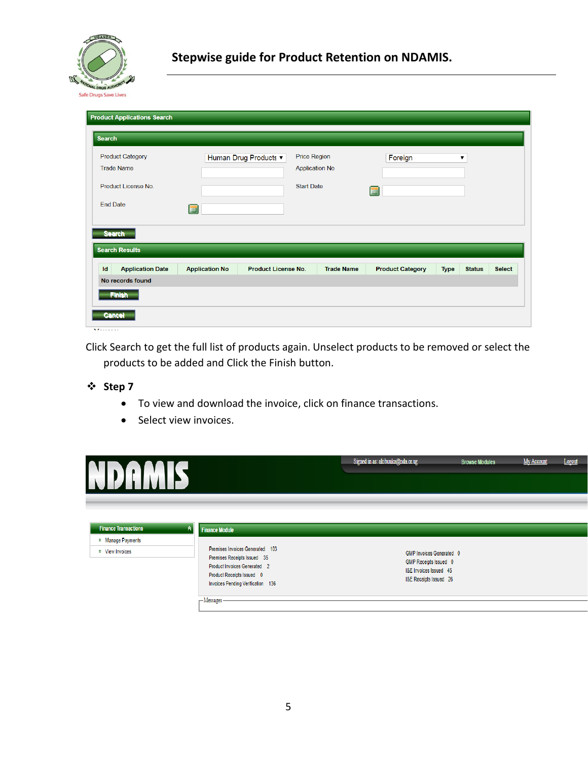**Stepwise guide for Product Retention on NDAMIS.**

Click Search to get the full list of products again. Unselect products to be removed or select the products to be added and Click the Finish button.

❖ **Step 7**

- To view and download the invoice, click on finance transactions.
- Select view invoices.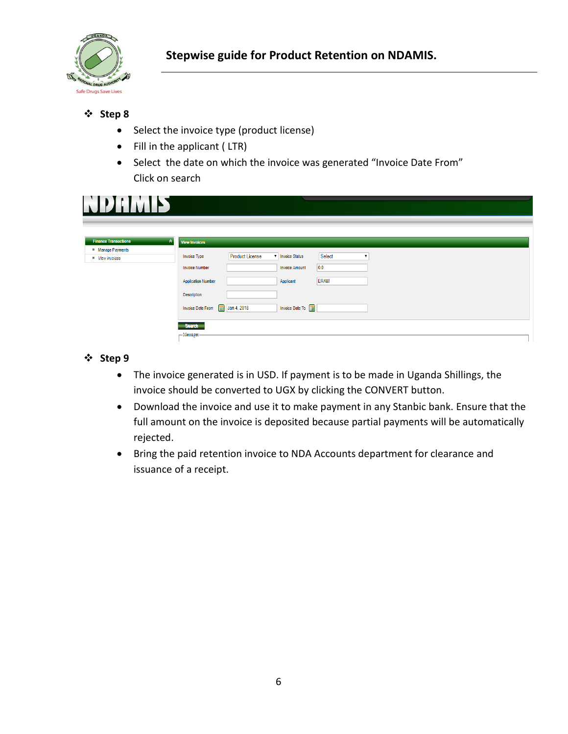- **Step 8**
  - Select the invoice type (product license)
  - Fill in the applicant ( LTR)
  - Select the date on which the invoice was generated "Invoice Date From"
    Click on search

- **Step 9**
  - The invoice generated is in USD. If payment is to be made in Uganda Shillings, the invoice should be converted to UGX by clicking the CONVERT button.
  - Download the invoice and use it to make payment in any Stanbic bank. Ensure that the full amount on the invoice is deposited because partial payments will be automatically rejected.
  - Bring the paid retention invoice to NDA Accounts department for clearance and issuance of a receipt.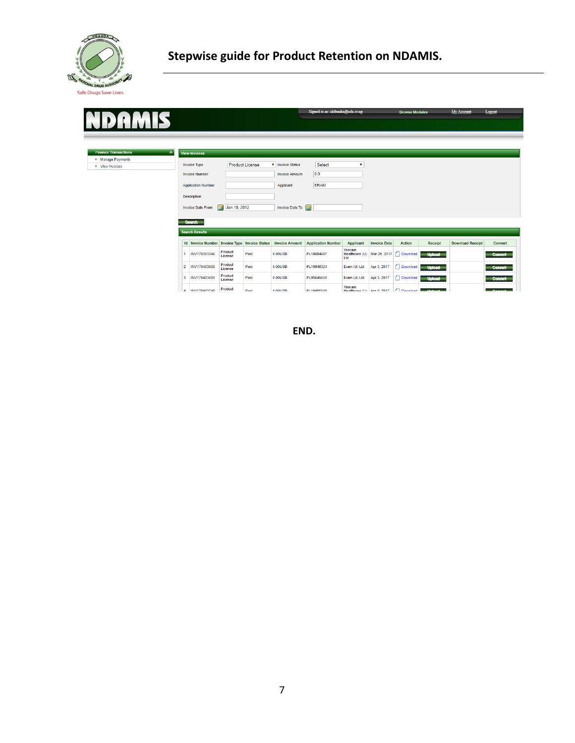# Stepwise guide for Product Retention on NDAMIS.

NDAMIS

Signed in as: akibunka@nda.or.ug | Browse Modules | My Account | Logout

Finance Transactions
- Manage Payments
- View Invoices

View Invoices

Invoice Type: Product License | Invoice Status: Select

Invoice Number: | Invoice Amount: 0.0

Application Number: | Applicant: ERAM

Description:

Invoice Date From: Jan 18, 2012 | Invoice Date To:

Search

Search Results

| Id | Invoice Number | Invoice Type | Invoice Status | Invoice Amount | Application Number | Applicant | Invoice Date | Action | Receipt | Download Receipt | Convert |
|---|---|---|---|---|---|---|---|---|---|---|---|
| 1 | INV170303346 | Product License | Paid | 0.00USD | PL10684687 | Veeram Healthcare (U) Ltd | Mar 29, 2017 | Download | Upload | | Convert |
| 2 | INV170403688 | Product License | Paid | 0.00USD | PL10940324 | Eram (U) Ltd | Apr 5, 2017 | Download | Upload | | Convert |
| 3 | INV170403689 | Product License | Paid | 0.00USD | PL95645659 | Eram (U) Ltd | Apr 5, 2017 | Download | Upload | | Convert |
| 4 | INV170403746 | Product | Paid | 0.00USD | PL10495569 | Veeram Healthcare (U) | Apr 6, 2017 | Download | Upload | | Convert |

**END.**